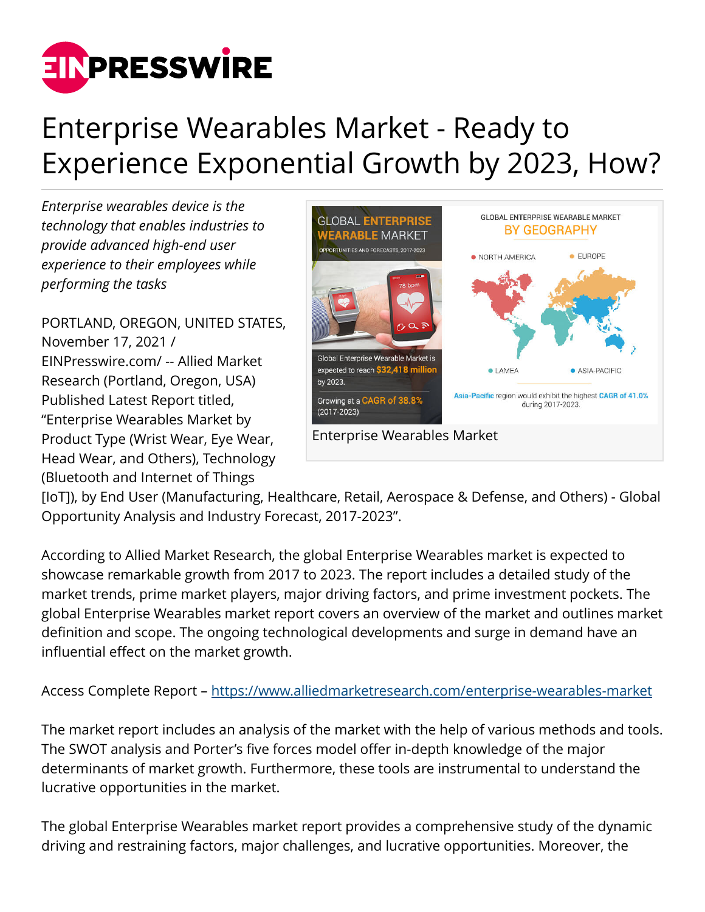# Enterprise Wearables Market - Ready to Experience Exponential Growth by 2023, How?

*Enterprise wearables device is the technology that enables industries to provide advanced high-end user experience to their employees while performing the tasks*

Enterprise Wearables Market

PORTLAND, OREGON, UNITED STATES, November 17, 2021 / EINPresswire.com/ -- Allied Market Research (Portland, Oregon, USA) Published Latest Report titled, "Enterprise Wearables Market by Product Type (Wrist Wear, Eye Wear, Head Wear, and Others), Technology (Bluetooth and Internet of Things [IoT]), by End User (Manufacturing, Healthcare, Retail, Aerospace & Defense, and Others) - Global Opportunity Analysis and Industry Forecast, 2017-2023".

According to Allied Market Research, the global Enterprise Wearables market is expected to showcase remarkable growth from 2017 to 2023. The report includes a detailed study of the market trends, prime market players, major driving factors, and prime investment pockets. The global Enterprise Wearables market report covers an overview of the market and outlines market definition and scope. The ongoing technological developments and surge in demand have an influential effect on the market growth.

Access Complete Report – https://www.alliedmarketresearch.com/enterprise-wearables-market

The market report includes an analysis of the market with the help of various methods and tools. The SWOT analysis and Porter's five forces model offer in-depth knowledge of the major determinants of market growth. Furthermore, these tools are instrumental to understand the lucrative opportunities in the market.

The global Enterprise Wearables market report provides a comprehensive study of the dynamic driving and restraining factors, major challenges, and lucrative opportunities. Moreover, the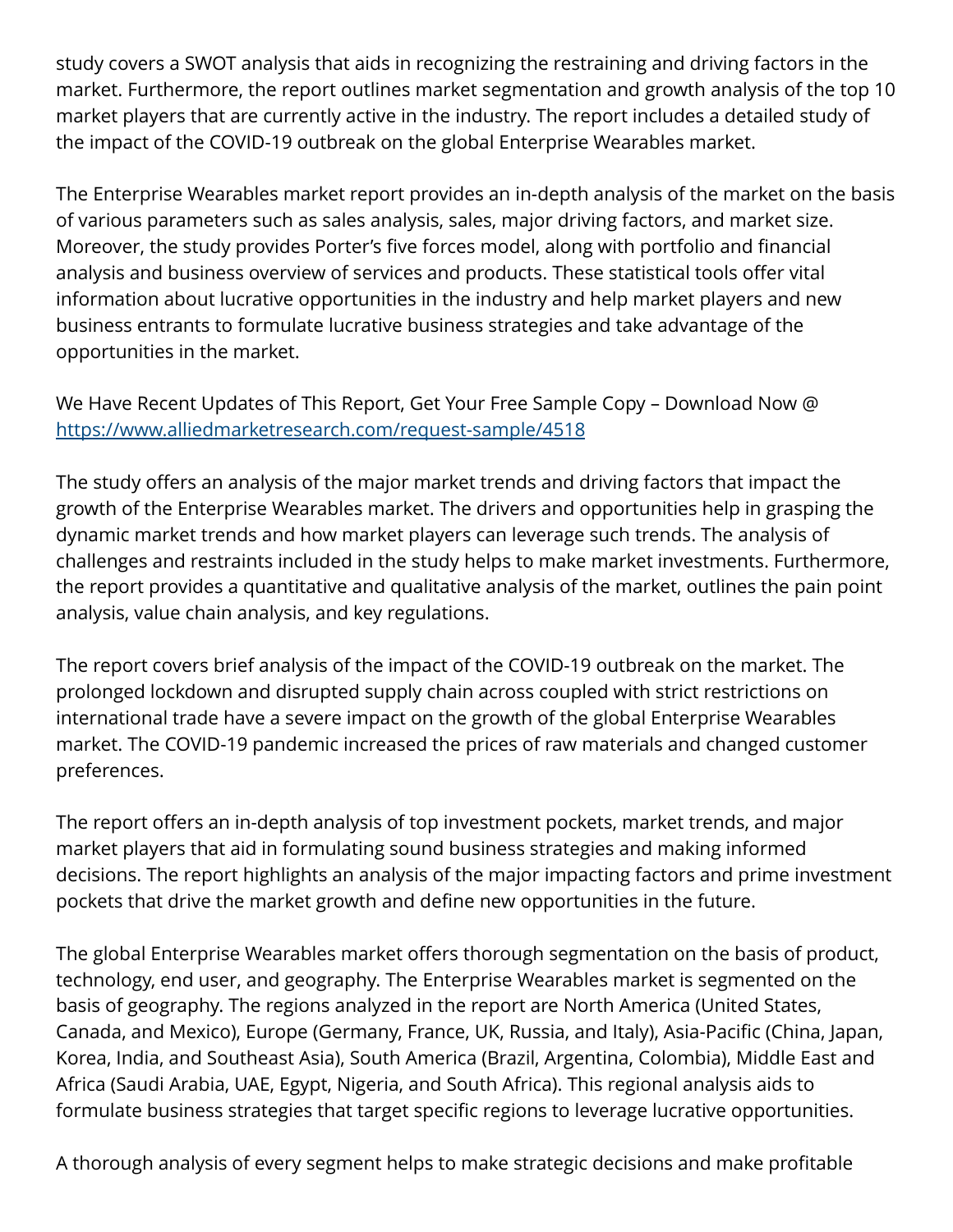study covers a SWOT analysis that aids in recognizing the restraining and driving factors in the market. Furthermore, the report outlines market segmentation and growth analysis of the top 10 market players that are currently active in the industry. The report includes a detailed study of the impact of the COVID-19 outbreak on the global Enterprise Wearables market.

The Enterprise Wearables market report provides an in-depth analysis of the market on the basis of various parameters such as sales analysis, sales, major driving factors, and market size. Moreover, the study provides Porter's five forces model, along with portfolio and financial analysis and business overview of services and products. These statistical tools offer vital information about lucrative opportunities in the industry and help market players and new business entrants to formulate lucrative business strategies and take advantage of the opportunities in the market.

We Have Recent Updates of This Report, Get Your Free Sample Copy – Download Now @ [https://www.alliedmarketresearch.com/request-sample/4518](https://www.alliedmarketresearch.com/request-sample/4518)

The study offers an analysis of the major market trends and driving factors that impact the growth of the Enterprise Wearables market. The drivers and opportunities help in grasping the dynamic market trends and how market players can leverage such trends. The analysis of challenges and restraints included in the study helps to make market investments. Furthermore, the report provides a quantitative and qualitative analysis of the market, outlines the pain point analysis, value chain analysis, and key regulations.

The report covers brief analysis of the impact of the COVID-19 outbreak on the market. The prolonged lockdown and disrupted supply chain across coupled with strict restrictions on international trade have a severe impact on the growth of the global Enterprise Wearables market. The COVID-19 pandemic increased the prices of raw materials and changed customer preferences.

The report offers an in-depth analysis of top investment pockets, market trends, and major market players that aid in formulating sound business strategies and making informed decisions. The report highlights an analysis of the major impacting factors and prime investment pockets that drive the market growth and define new opportunities in the future.

The global Enterprise Wearables market offers thorough segmentation on the basis of product, technology, end user, and geography. The Enterprise Wearables market is segmented on the basis of geography. The regions analyzed in the report are North America (United States, Canada, and Mexico), Europe (Germany, France, UK, Russia, and Italy), Asia-Pacific (China, Japan, Korea, India, and Southeast Asia), South America (Brazil, Argentina, Colombia), Middle East and Africa (Saudi Arabia, UAE, Egypt, Nigeria, and South Africa). This regional analysis aids to formulate business strategies that target specific regions to leverage lucrative opportunities.

A thorough analysis of every segment helps to make strategic decisions and make profitable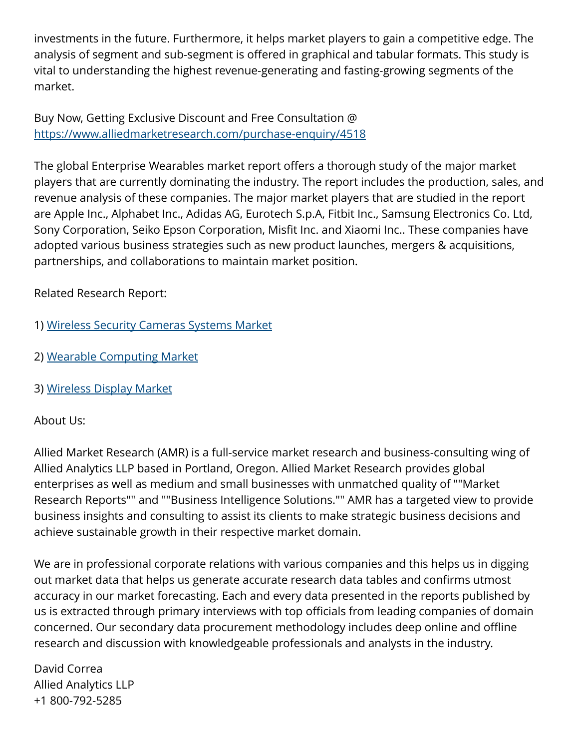investments in the future. Furthermore, it helps market players to gain a competitive edge. The analysis of segment and sub-segment is offered in graphical and tabular formats. This study is vital to understanding the highest revenue-generating and fasting-growing segments of the market.

Buy Now, Getting Exclusive Discount and Free Consultation @ [https://www.alliedmarketresearch.com/purchase-enquiry/4518](https://www.alliedmarketresearch.com/purchase-enquiry/4518)

The global Enterprise Wearables market report offers a thorough study of the major market players that are currently dominating the industry. The report includes the production, sales, and revenue analysis of these companies. The major market players that are studied in the report are Apple Inc., Alphabet Inc., Adidas AG, Eurotech S.p.A, Fitbit Inc., Samsung Electronics Co. Ltd, Sony Corporation, Seiko Epson Corporation, Misfit Inc. and Xiaomi Inc.. These companies have adopted various business strategies such as new product launches, mergers & acquisitions, partnerships, and collaborations to maintain market position.

Related Research Report:

1) Wireless Security Cameras Systems Market

2) Wearable Computing Market

3) Wireless Display Market

About Us:

Allied Market Research (AMR) is a full-service market research and business-consulting wing of Allied Analytics LLP based in Portland, Oregon. Allied Market Research provides global enterprises as well as medium and small businesses with unmatched quality of ""Market Research Reports"" and ""Business Intelligence Solutions."" AMR has a targeted view to provide business insights and consulting to assist its clients to make strategic business decisions and achieve sustainable growth in their respective market domain.

We are in professional corporate relations with various companies and this helps us in digging out market data that helps us generate accurate research data tables and confirms utmost accuracy in our market forecasting. Each and every data presented in the reports published by us is extracted through primary interviews with top officials from leading companies of domain concerned. Our secondary data procurement methodology includes deep online and offline research and discussion with knowledgeable professionals and analysts in the industry.

David Correa
Allied Analytics LLP
+1 800-792-5285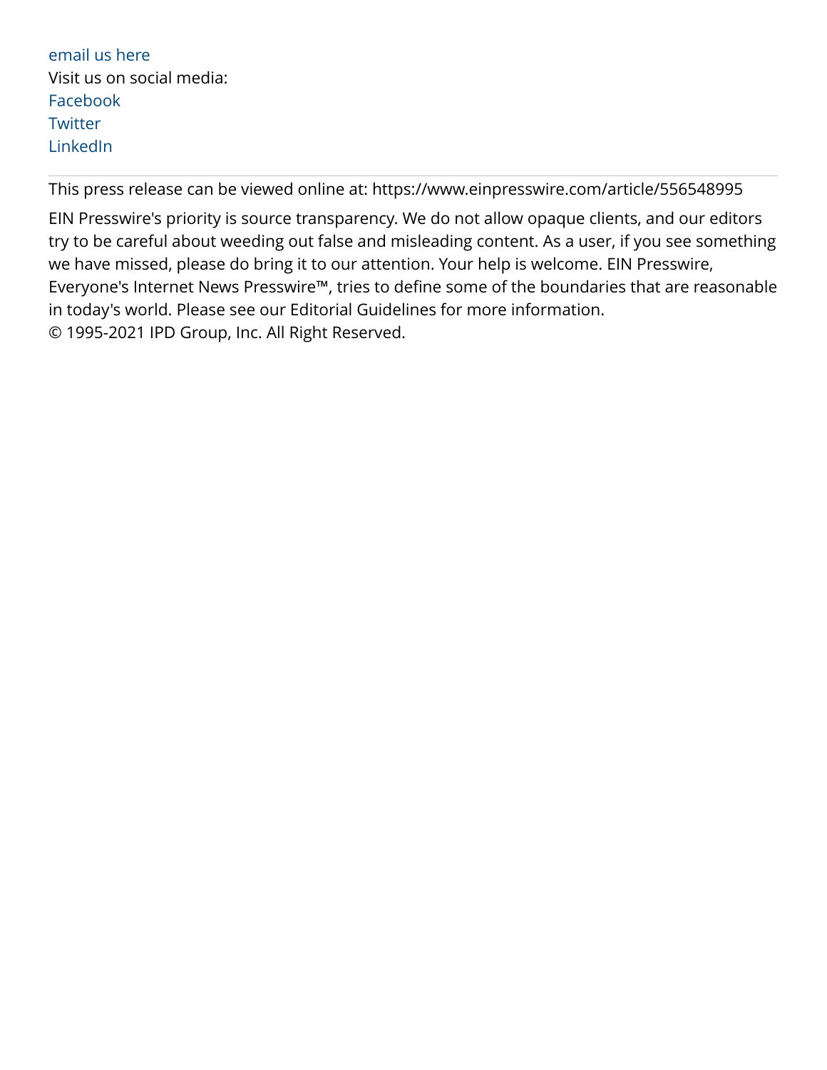email us here
Visit us on social media:
Facebook
Twitter
LinkedIn

---

This press release can be viewed online at: https://www.einpresswire.com/article/556548995

EIN Presswire's priority is source transparency. We do not allow opaque clients, and our editors try to be careful about weeding out false and misleading content. As a user, if you see something we have missed, please do bring it to our attention. Your help is welcome. EIN Presswire, Everyone's Internet News Presswire™, tries to define some of the boundaries that are reasonable in today's world. Please see our Editorial Guidelines for more information.
© 1995-2021 IPD Group, Inc. All Right Reserved.